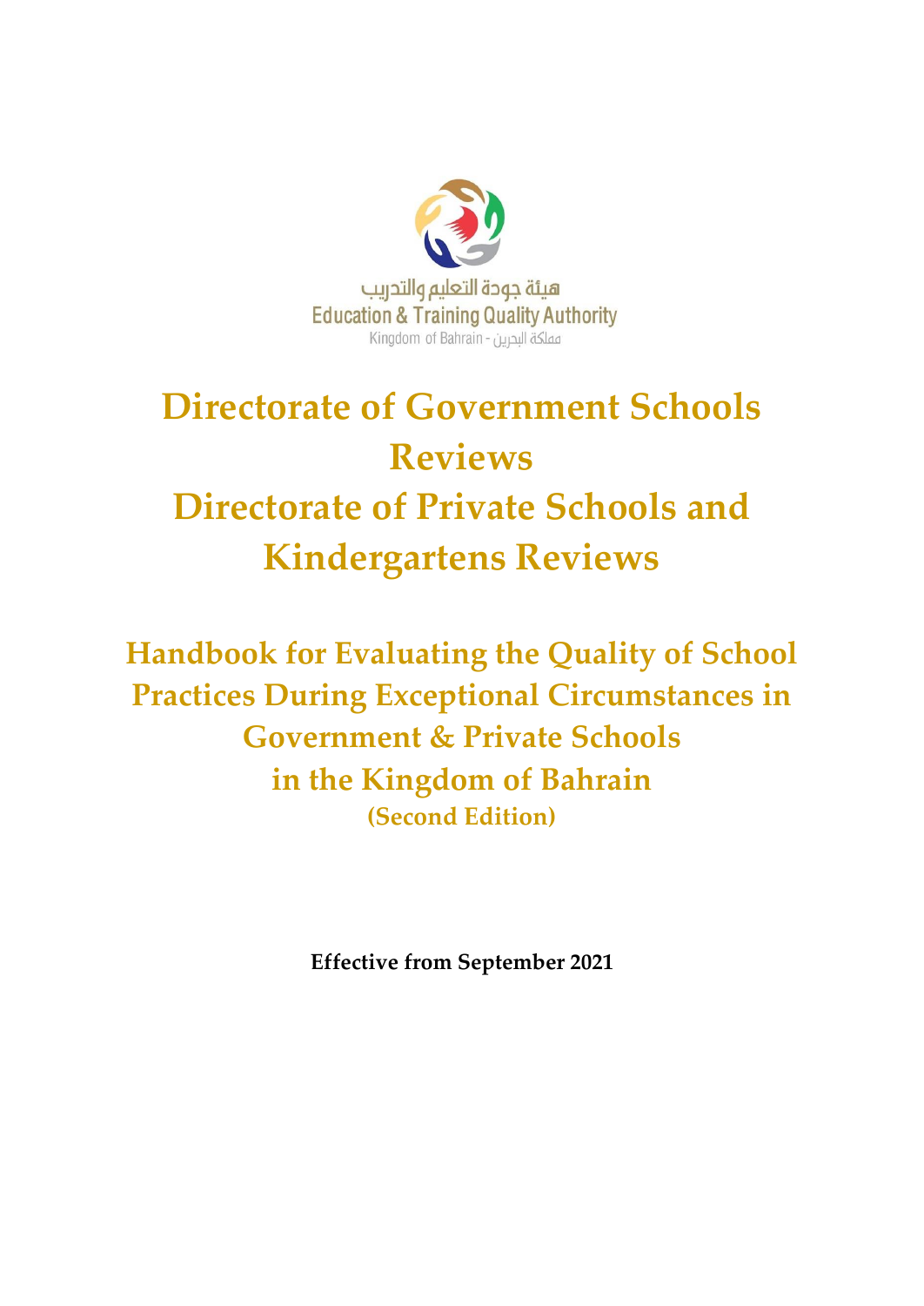هيئة جودة التعليم والتدريب
Education & Training Quality Authority
Kingdom of Bahrain - مملكة البحرين

# Directorate of Government Schools Reviews
# Directorate of Private Schools and Kindergartens Reviews

## Handbook for Evaluating the Quality of School Practices During Exceptional Circumstances in Government & Private Schools in the Kingdom of Bahrain

**(Second Edition)**

**Effective from September 2021**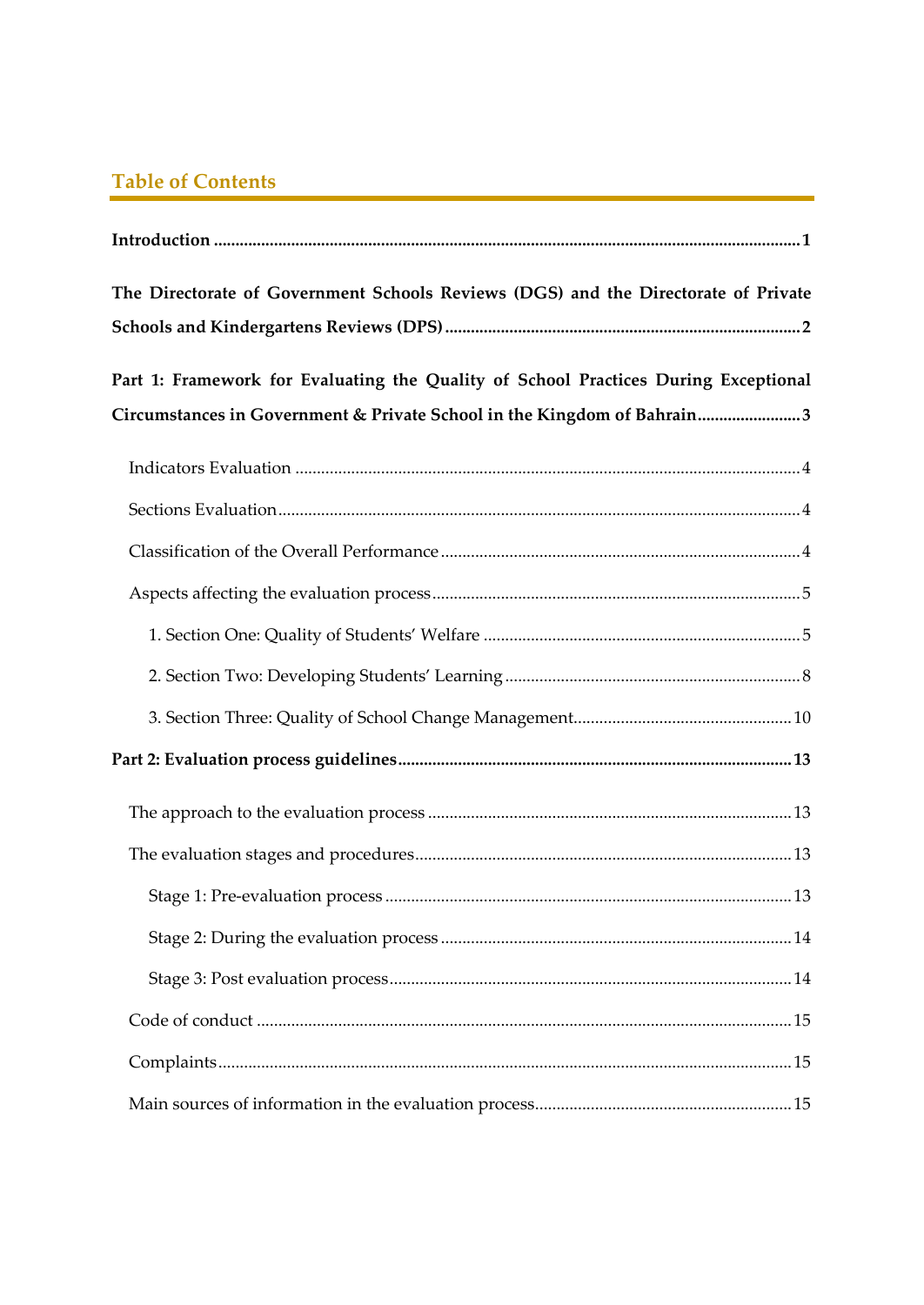## Table of Contents

**Introduction** ........................................................................................................................................ **1**

**The Directorate of Government Schools Reviews (DGS) and the Directorate of Private Schools and Kindergartens Reviews (DPS)** .................................................................................. **2**

**Part 1: Framework for Evaluating the Quality of School Practices During Exceptional Circumstances in Government & Private School in the Kingdom of Bahrain** ........................ **3**

- Indicators Evaluation ..................................................................................................................... 4
- Sections Evaluation ........................................................................................................................ 4
- Classification of the Overall Performance .................................................................................. 4
- Aspects affecting the evaluation process ..................................................................................... 5
  - 1. Section One: Quality of Students' Welfare ......................................................................... 5
  - 2. Section Two: Developing Students' Learning .................................................................... 8
  - 3. Section Three: Quality of School Change Management .................................................. 10

**Part 2: Evaluation process guidelines** ........................................................................................... **13**

- The approach to the evaluation process .................................................................................... 13
- The evaluation stages and procedures ....................................................................................... 13
  - Stage 1: Pre-evaluation process ............................................................................................. 13
  - Stage 2: During the evaluation process ................................................................................. 14
  - Stage 3: Post evaluation process ............................................................................................ 14
- Code of conduct ........................................................................................................................... 15
- Complaints .................................................................................................................................... 15
- Main sources of information in the evaluation process ............................................................ 15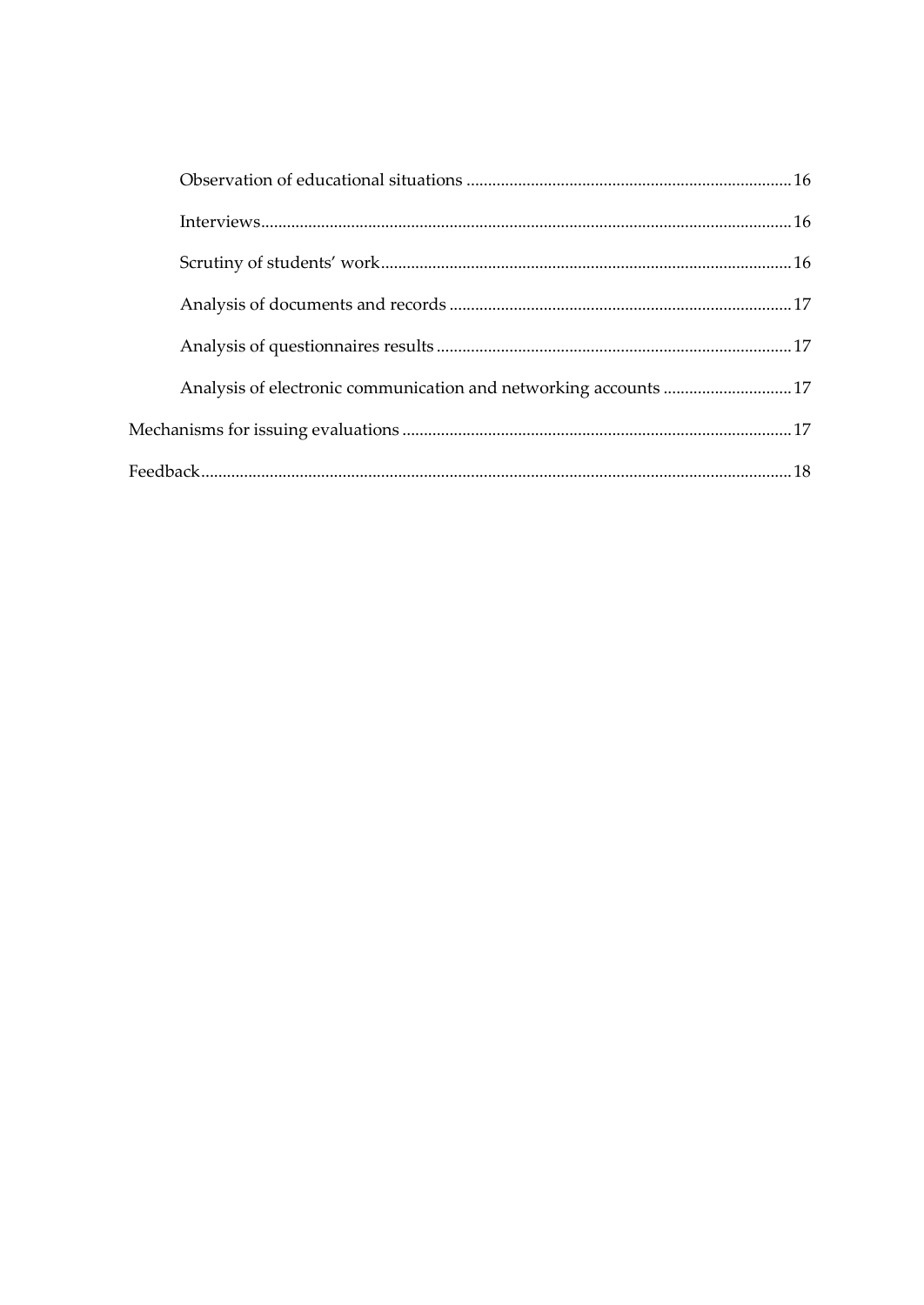- Observation of educational situations ........................................................................ 16
- Interviews ........................................................................................................................ 16
- Scrutiny of students' work ............................................................................................ 16
- Analysis of documents and records ............................................................................ 17
- Analysis of questionnaires results ............................................................................... 17
- Analysis of electronic communication and networking accounts ............................ 17

Mechanisms for issuing evaluations ......................................................................................... 17

Feedback ........................................................................................................................................ 18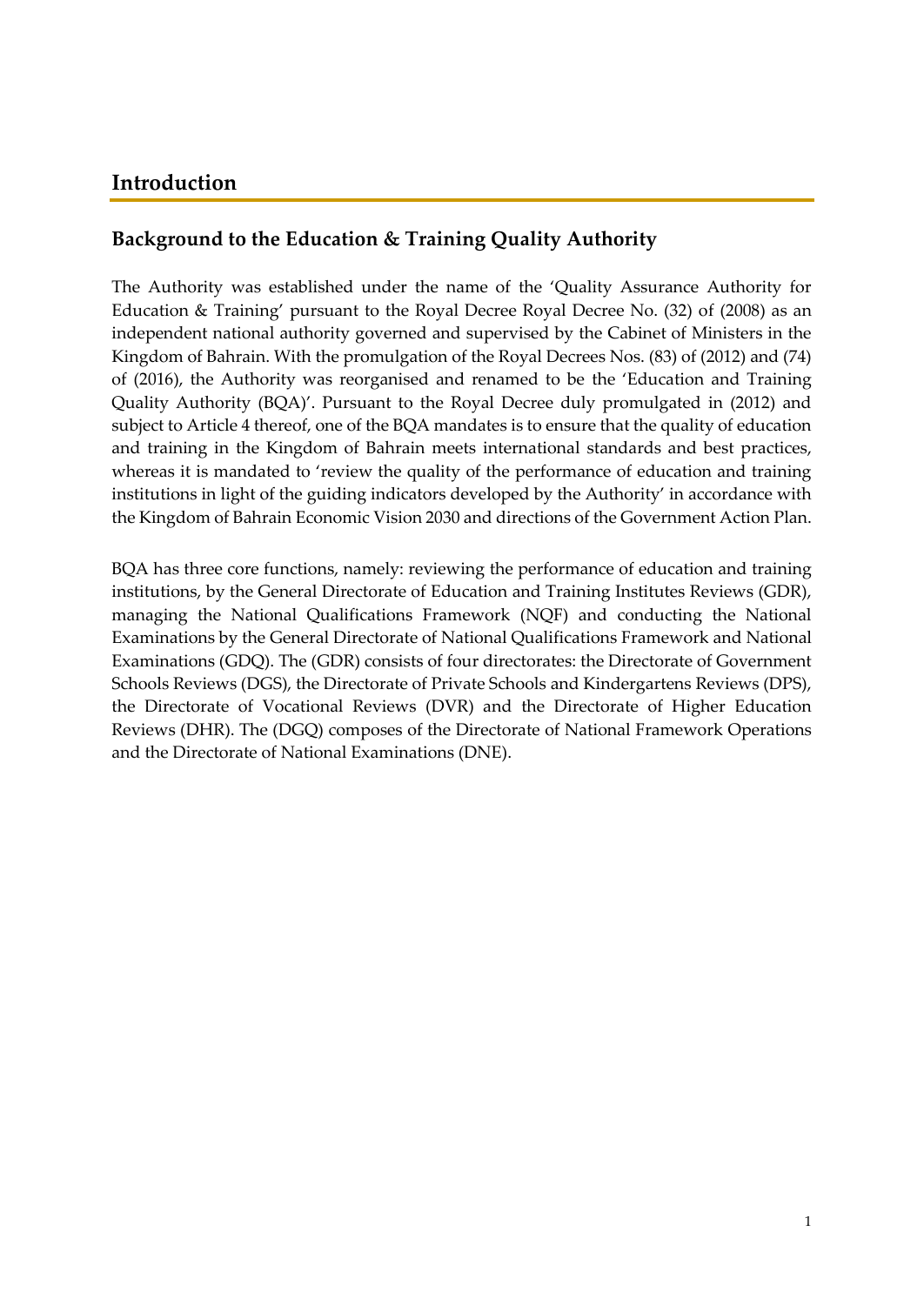# Introduction

## Background to the Education & Training Quality Authority

The Authority was established under the name of the 'Quality Assurance Authority for Education & Training' pursuant to the Royal Decree Royal Decree No. (32) of (2008) as an independent national authority governed and supervised by the Cabinet of Ministers in the Kingdom of Bahrain. With the promulgation of the Royal Decrees Nos. (83) of (2012) and (74) of (2016), the Authority was reorganised and renamed to be the 'Education and Training Quality Authority (BQA)'. Pursuant to the Royal Decree duly promulgated in (2012) and subject to Article 4 thereof, one of the BQA mandates is to ensure that the quality of education and training in the Kingdom of Bahrain meets international standards and best practices, whereas it is mandated to 'review the quality of the performance of education and training institutions in light of the guiding indicators developed by the Authority' in accordance with the Kingdom of Bahrain Economic Vision 2030 and directions of the Government Action Plan.

BQA has three core functions, namely: reviewing the performance of education and training institutions, by the General Directorate of Education and Training Institutes Reviews (GDR), managing the National Qualifications Framework (NQF) and conducting the National Examinations by the General Directorate of National Qualifications Framework and National Examinations (GDQ). The (GDR) consists of four directorates: the Directorate of Government Schools Reviews (DGS), the Directorate of Private Schools and Kindergartens Reviews (DPS), the Directorate of Vocational Reviews (DVR) and the Directorate of Higher Education Reviews (DHR). The (DGQ) composes of the Directorate of National Framework Operations and the Directorate of National Examinations (DNE).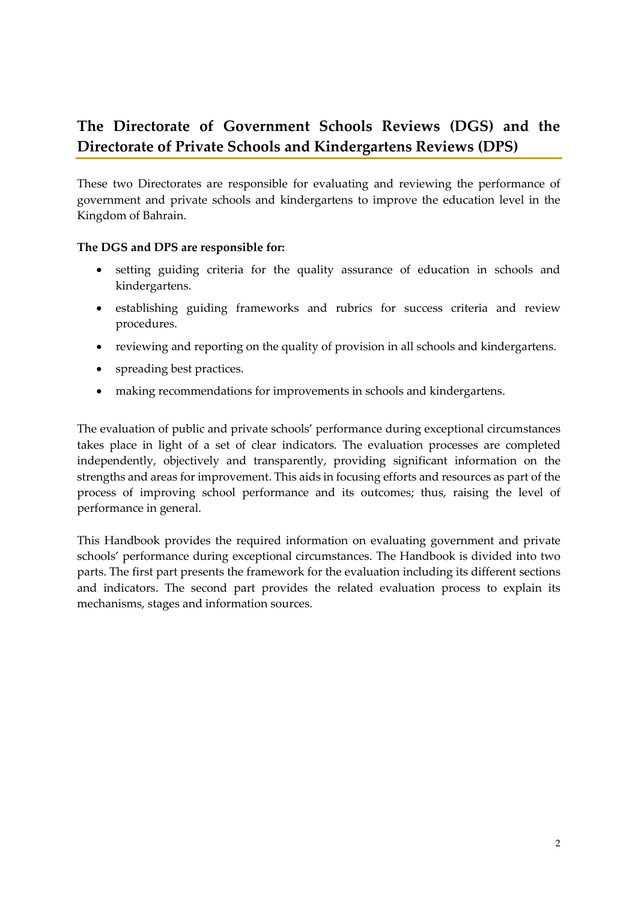## The Directorate of Government Schools Reviews (DGS) and the Directorate of Private Schools and Kindergartens Reviews (DPS)

These two Directorates are responsible for evaluating and reviewing the performance of government and private schools and kindergartens to improve the education level in the Kingdom of Bahrain.

**The DGS and DPS are responsible for:**

- setting guiding criteria for the quality assurance of education in schools and kindergartens.
- establishing guiding frameworks and rubrics for success criteria and review procedures.
- reviewing and reporting on the quality of provision in all schools and kindergartens.
- spreading best practices.
- making recommendations for improvements in schools and kindergartens.

The evaluation of public and private schools' performance during exceptional circumstances takes place in light of a set of clear indicators. The evaluation processes are completed independently, objectively and transparently, providing significant information on the strengths and areas for improvement. This aids in focusing efforts and resources as part of the process of improving school performance and its outcomes; thus, raising the level of performance in general.

This Handbook provides the required information on evaluating government and private schools' performance during exceptional circumstances. The Handbook is divided into two parts. The first part presents the framework for the evaluation including its different sections and indicators. The second part provides the related evaluation process to explain its mechanisms, stages and information sources.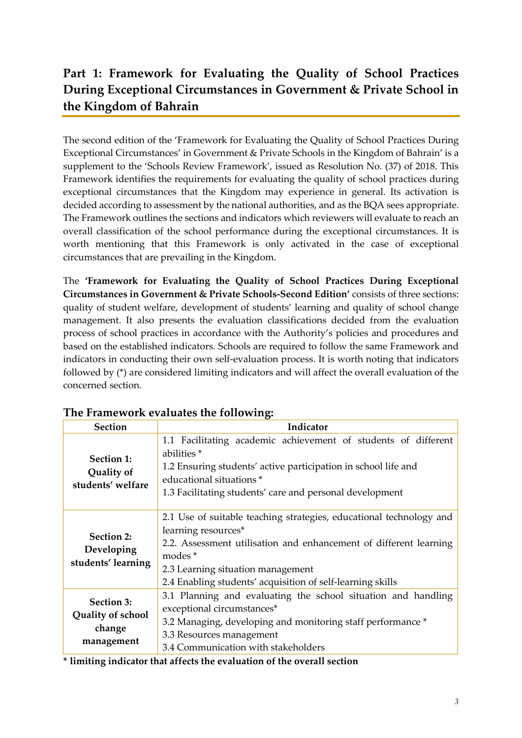## Part 1: Framework for Evaluating the Quality of School Practices During Exceptional Circumstances in Government & Private School in the Kingdom of Bahrain

The second edition of the 'Framework for Evaluating the Quality of School Practices During Exceptional Circumstances' in Government & Private Schools in the Kingdom of Bahrain' is a supplement to the 'Schools Review Framework', issued as Resolution No. (37) of 2018. This Framework identifies the requirements for evaluating the quality of school practices during exceptional circumstances that the Kingdom may experience in general. Its activation is decided according to assessment by the national authorities, and as the BQA sees appropriate. The Framework outlines the sections and indicators which reviewers will evaluate to reach an overall classification of the school performance during the exceptional circumstances. It is worth mentioning that this Framework is only activated in the case of exceptional circumstances that are prevailing in the Kingdom.

The **'Framework for Evaluating the Quality of School Practices During Exceptional Circumstances in Government & Private Schools-Second Edition'** consists of three sections: quality of student welfare, development of students' learning and quality of school change management. It also presents the evaluation classifications decided from the evaluation process of school practices in accordance with the Authority's policies and procedures and based on the established indicators. Schools are required to follow the same Framework and indicators in conducting their own self-evaluation process. It is worth noting that indicators followed by (*) are considered limiting indicators and will affect the overall evaluation of the concerned section.

### The Framework evaluates the following:

| Section | Indicator |
|---|---|
| **Section 1: Quality of students' welfare** | 1.1 Facilitating academic achievement of students of different abilities *<br>1.2 Ensuring students' active participation in school life and educational situations *<br>1.3 Facilitating students' care and personal development |
| **Section 2: Developing students' learning** | 2.1 Use of suitable teaching strategies, educational technology and learning resources*<br>2.2. Assessment utilisation and enhancement of different learning modes *<br>2.3 Learning situation management<br>2.4 Enabling students' acquisition of self-learning skills |
| **Section 3: Quality of school change management** | 3.1 Planning and evaluating the school situation and handling exceptional circumstances*<br>3.2 Managing, developing and monitoring staff performance *<br>3.3 Resources management<br>3.4 Communication with stakeholders |

**\* limiting indicator that affects the evaluation of the overall section**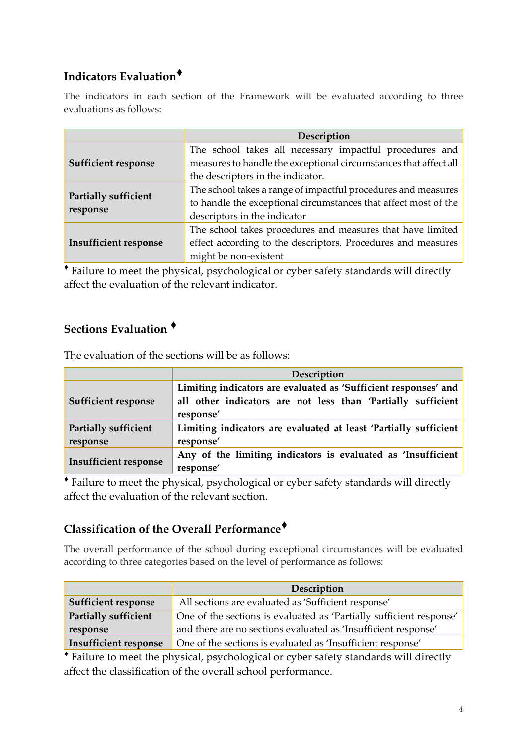## Indicators Evaluation♦

The indicators in each section of the Framework will be evaluated according to three evaluations as follows:

| | Description |
|---|---|
| **Sufficient response** | The school takes all necessary impactful procedures and measures to handle the exceptional circumstances that affect all the descriptors in the indicator. |
| **Partially sufficient response** | The school takes a range of impactful procedures and measures to handle the exceptional circumstances that affect most of the descriptors in the indicator |
| **Insufficient response** | The school takes procedures and measures that have limited effect according to the descriptors. Procedures and measures might be non-existent |

♦ Failure to meet the physical, psychological or cyber safety standards will directly affect the evaluation of the relevant indicator.

## Sections Evaluation ♦

The evaluation of the sections will be as follows:

| | Description |
|---|---|
| **Sufficient response** | **Limiting indicators are evaluated as 'Sufficient responses' and all other indicators are not less than 'Partially sufficient response'** |
| **Partially sufficient response** | **Limiting indicators are evaluated at least 'Partially sufficient response'** |
| **Insufficient response** | **Any of the limiting indicators is evaluated as 'Insufficient response'** |

♦ Failure to meet the physical, psychological or cyber safety standards will directly affect the evaluation of the relevant section.

## Classification of the Overall Performance♦

The overall performance of the school during exceptional circumstances will be evaluated according to three categories based on the level of performance as follows:

| | Description |
|---|---|
| **Sufficient response** | All sections are evaluated as 'Sufficient response' |
| **Partially sufficient response** | One of the sections is evaluated as 'Partially sufficient response' and there are no sections evaluated as 'Insufficient response' |
| **Insufficient response** | One of the sections is evaluated as 'Insufficient response' |

♦ Failure to meet the physical, psychological or cyber safety standards will directly affect the classification of the overall school performance.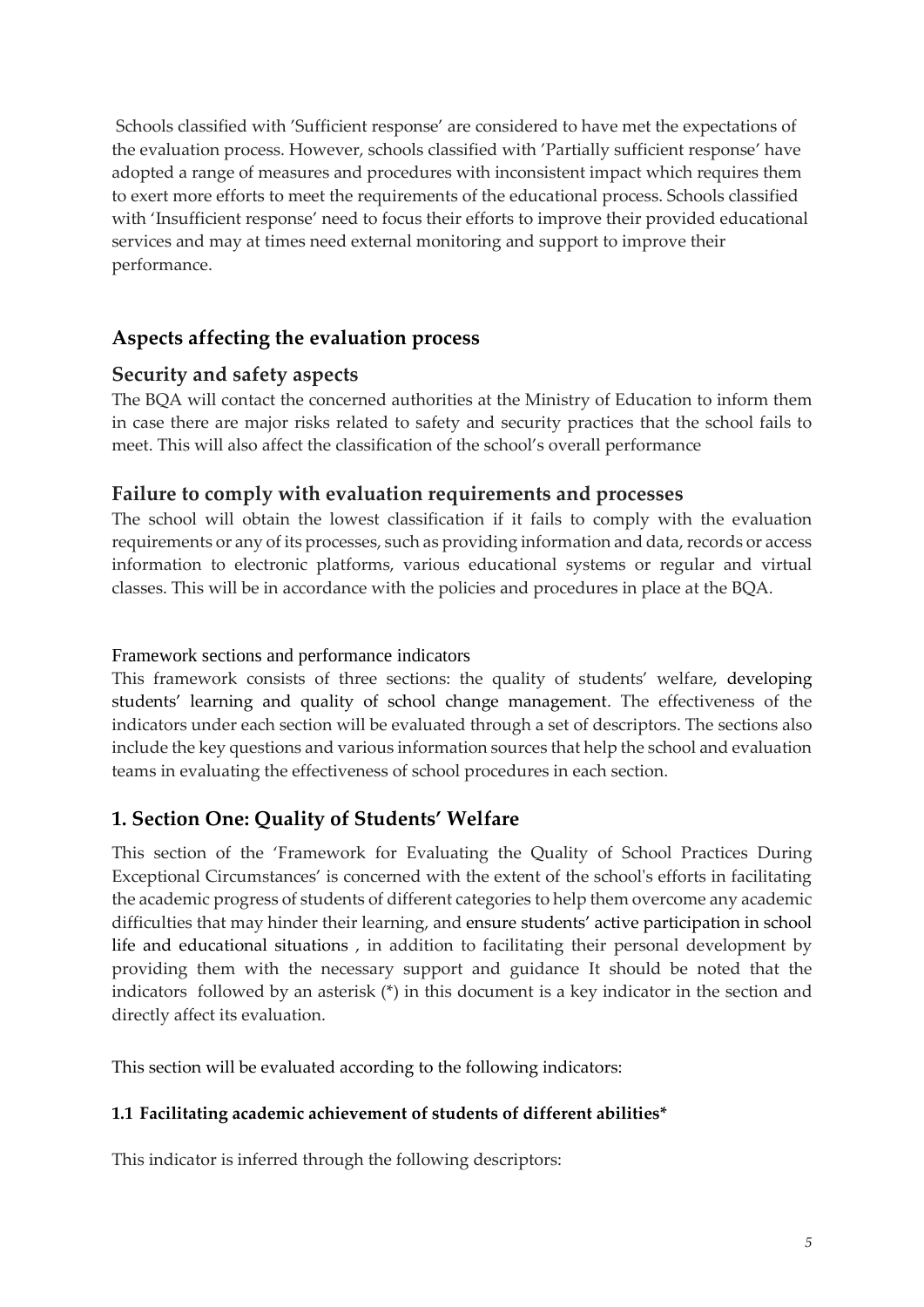Schools classified with 'Sufficient response' are considered to have met the expectations of the evaluation process. However, schools classified with 'Partially sufficient response' have adopted a range of measures and procedures with inconsistent impact which requires them to exert more efforts to meet the requirements of the educational process. Schools classified with 'Insufficient response' need to focus their efforts to improve their provided educational services and may at times need external monitoring and support to improve their performance.

## Aspects affecting the evaluation process

### Security and safety aspects

The BQA will contact the concerned authorities at the Ministry of Education to inform them in case there are major risks related to safety and security practices that the school fails to meet. This will also affect the classification of the school's overall performance

### Failure to comply with evaluation requirements and processes

The school will obtain the lowest classification if it fails to comply with the evaluation requirements or any of its processes, such as providing information and data, records or access information to electronic platforms, various educational systems or regular and virtual classes. This will be in accordance with the policies and procedures in place at the BQA.

Framework sections and performance indicators

This framework consists of three sections: the quality of students' welfare, developing students' learning and quality of school change management. The effectiveness of the indicators under each section will be evaluated through a set of descriptors. The sections also include the key questions and various information sources that help the school and evaluation teams in evaluating the effectiveness of school procedures in each section.

## 1. Section One: Quality of Students' Welfare

This section of the 'Framework for Evaluating the Quality of School Practices During Exceptional Circumstances' is concerned with the extent of the school's efforts in facilitating the academic progress of students of different categories to help them overcome any academic difficulties that may hinder their learning, and ensure students' active participation in school life and educational situations , in addition to facilitating their personal development by providing them with the necessary support and guidance It should be noted that the indicators followed by an asterisk (*) in this document is a key indicator in the section and directly affect its evaluation.

This section will be evaluated according to the following indicators:

#### 1.1 Facilitating academic achievement of students of different abilities*

This indicator is inferred through the following descriptors: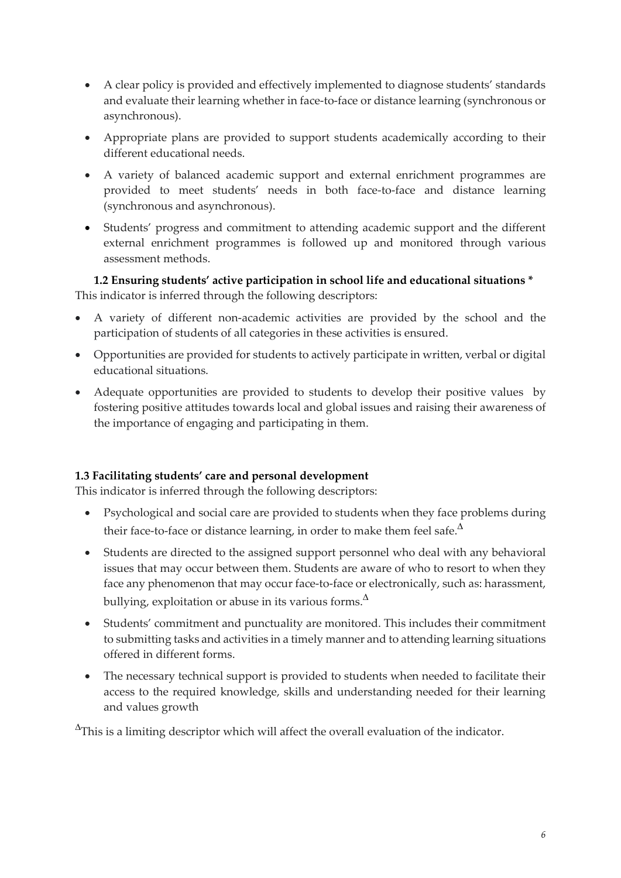- A clear policy is provided and effectively implemented to diagnose students' standards and evaluate their learning whether in face-to-face or distance learning (synchronous or asynchronous).
- Appropriate plans are provided to support students academically according to their different educational needs.
- A variety of balanced academic support and external enrichment programmes are provided to meet students' needs in both face-to-face and distance learning (synchronous and asynchronous).
- Students' progress and commitment to attending academic support and the different external enrichment programmes is followed up and monitored through various assessment methods.

**1.2 Ensuring students' active participation in school life and educational situations ***

This indicator is inferred through the following descriptors:

- A variety of different non-academic activities are provided by the school and the participation of students of all categories in these activities is ensured.
- Opportunities are provided for students to actively participate in written, verbal or digital educational situations.
- Adequate opportunities are provided to students to develop their positive values by fostering positive attitudes towards local and global issues and raising their awareness of the importance of engaging and participating in them.

**1.3 Facilitating students' care and personal development**

This indicator is inferred through the following descriptors:

- Psychological and social care are provided to students when they face problems during their face-to-face or distance learning, in order to make them feel safe.$^{\Delta}$
- Students are directed to the assigned support personnel who deal with any behavioral issues that may occur between them. Students are aware of who to resort to when they face any phenomenon that may occur face-to-face or electronically, such as: harassment, bullying, exploitation or abuse in its various forms.$^{\Delta}$
- Students' commitment and punctuality are monitored. This includes their commitment to submitting tasks and activities in a timely manner and to attending learning situations offered in different forms.
- The necessary technical support is provided to students when needed to facilitate their access to the required knowledge, skills and understanding needed for their learning and values growth

$^{\Delta}$This is a limiting descriptor which will affect the overall evaluation of the indicator.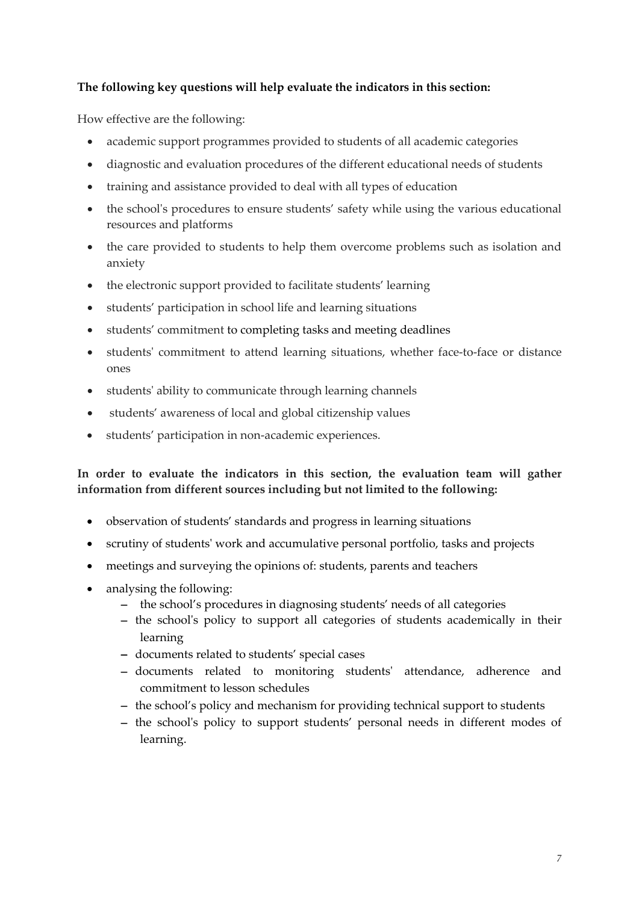**The following key questions will help evaluate the indicators in this section:**

How effective are the following:

- academic support programmes provided to students of all academic categories
- diagnostic and evaluation procedures of the different educational needs of students
- training and assistance provided to deal with all types of education
- the school's procedures to ensure students' safety while using the various educational resources and platforms
- the care provided to students to help them overcome problems such as isolation and anxiety
- the electronic support provided to facilitate students' learning
- students' participation in school life and learning situations
- students' commitment to completing tasks and meeting deadlines
- students' commitment to attend learning situations, whether face-to-face or distance ones
- students' ability to communicate through learning channels
- students' awareness of local and global citizenship values
- students' participation in non-academic experiences.

**In order to evaluate the indicators in this section, the evaluation team will gather information from different sources including but not limited to the following:**

- observation of students' standards and progress in learning situations
- scrutiny of students' work and accumulative personal portfolio, tasks and projects
- meetings and surveying the opinions of: students, parents and teachers
- analysing the following:
  - the school's procedures in diagnosing students' needs of all categories
  - the school's policy to support all categories of students academically in their learning
  - documents related to students' special cases
  - documents related to monitoring students' attendance, adherence and commitment to lesson schedules
  - the school's policy and mechanism for providing technical support to students
  - the school's policy to support students' personal needs in different modes of learning.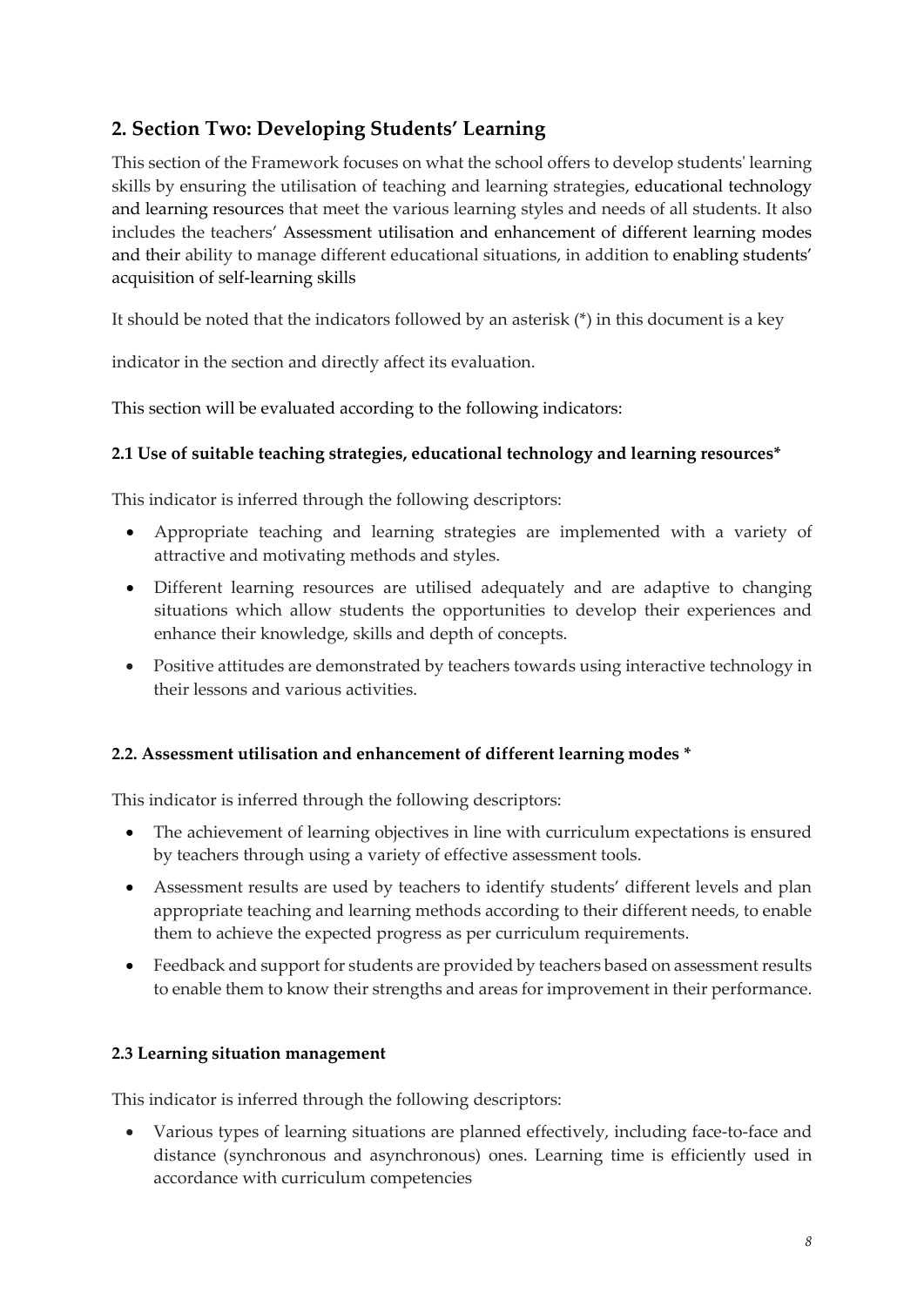## 2. Section Two: Developing Students' Learning

This section of the Framework focuses on what the school offers to develop students' learning skills by ensuring the utilisation of teaching and learning strategies, educational technology and learning resources that meet the various learning styles and needs of all students. It also includes the teachers' Assessment utilisation and enhancement of different learning modes and their ability to manage different educational situations, in addition to enabling students' acquisition of self-learning skills

It should be noted that the indicators followed by an asterisk (*) in this document is a key

indicator in the section and directly affect its evaluation.

This section will be evaluated according to the following indicators:

### 2.1 Use of suitable teaching strategies, educational technology and learning resources*

This indicator is inferred through the following descriptors:

- Appropriate teaching and learning strategies are implemented with a variety of attractive and motivating methods and styles.
- Different learning resources are utilised adequately and are adaptive to changing situations which allow students the opportunities to develop their experiences and enhance their knowledge, skills and depth of concepts.
- Positive attitudes are demonstrated by teachers towards using interactive technology in their lessons and various activities.

### 2.2. Assessment utilisation and enhancement of different learning modes *

This indicator is inferred through the following descriptors:

- The achievement of learning objectives in line with curriculum expectations is ensured by teachers through using a variety of effective assessment tools.
- Assessment results are used by teachers to identify students' different levels and plan appropriate teaching and learning methods according to their different needs, to enable them to achieve the expected progress as per curriculum requirements.
- Feedback and support for students are provided by teachers based on assessment results to enable them to know their strengths and areas for improvement in their performance.

### 2.3 Learning situation management

This indicator is inferred through the following descriptors:

- Various types of learning situations are planned effectively, including face-to-face and distance (synchronous and asynchronous) ones. Learning time is efficiently used in accordance with curriculum competencies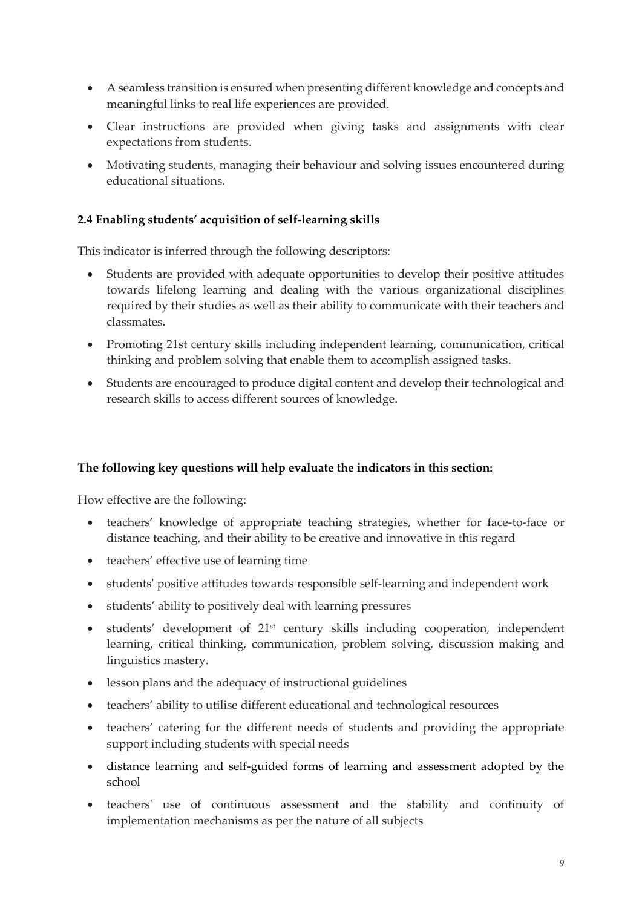- A seamless transition is ensured when presenting different knowledge and concepts and meaningful links to real life experiences are provided.
- Clear instructions are provided when giving tasks and assignments with clear expectations from students.
- Motivating students, managing their behaviour and solving issues encountered during educational situations.

**2.4 Enabling students' acquisition of self-learning skills**

This indicator is inferred through the following descriptors:

- Students are provided with adequate opportunities to develop their positive attitudes towards lifelong learning and dealing with the various organizational disciplines required by their studies as well as their ability to communicate with their teachers and classmates.
- Promoting 21st century skills including independent learning, communication, critical thinking and problem solving that enable them to accomplish assigned tasks.
- Students are encouraged to produce digital content and develop their technological and research skills to access different sources of knowledge.

**The following key questions will help evaluate the indicators in this section:**

How effective are the following:

- teachers' knowledge of appropriate teaching strategies, whether for face-to-face or distance teaching, and their ability to be creative and innovative in this regard
- teachers' effective use of learning time
- students' positive attitudes towards responsible self-learning and independent work
- students' ability to positively deal with learning pressures
- students' development of 21st century skills including cooperation, independent learning, critical thinking, communication, problem solving, discussion making and linguistics mastery.
- lesson plans and the adequacy of instructional guidelines
- teachers' ability to utilise different educational and technological resources
- teachers' catering for the different needs of students and providing the appropriate support including students with special needs
- distance learning and self-guided forms of learning and assessment adopted by the school
- teachers' use of continuous assessment and the stability and continuity of implementation mechanisms as per the nature of all subjects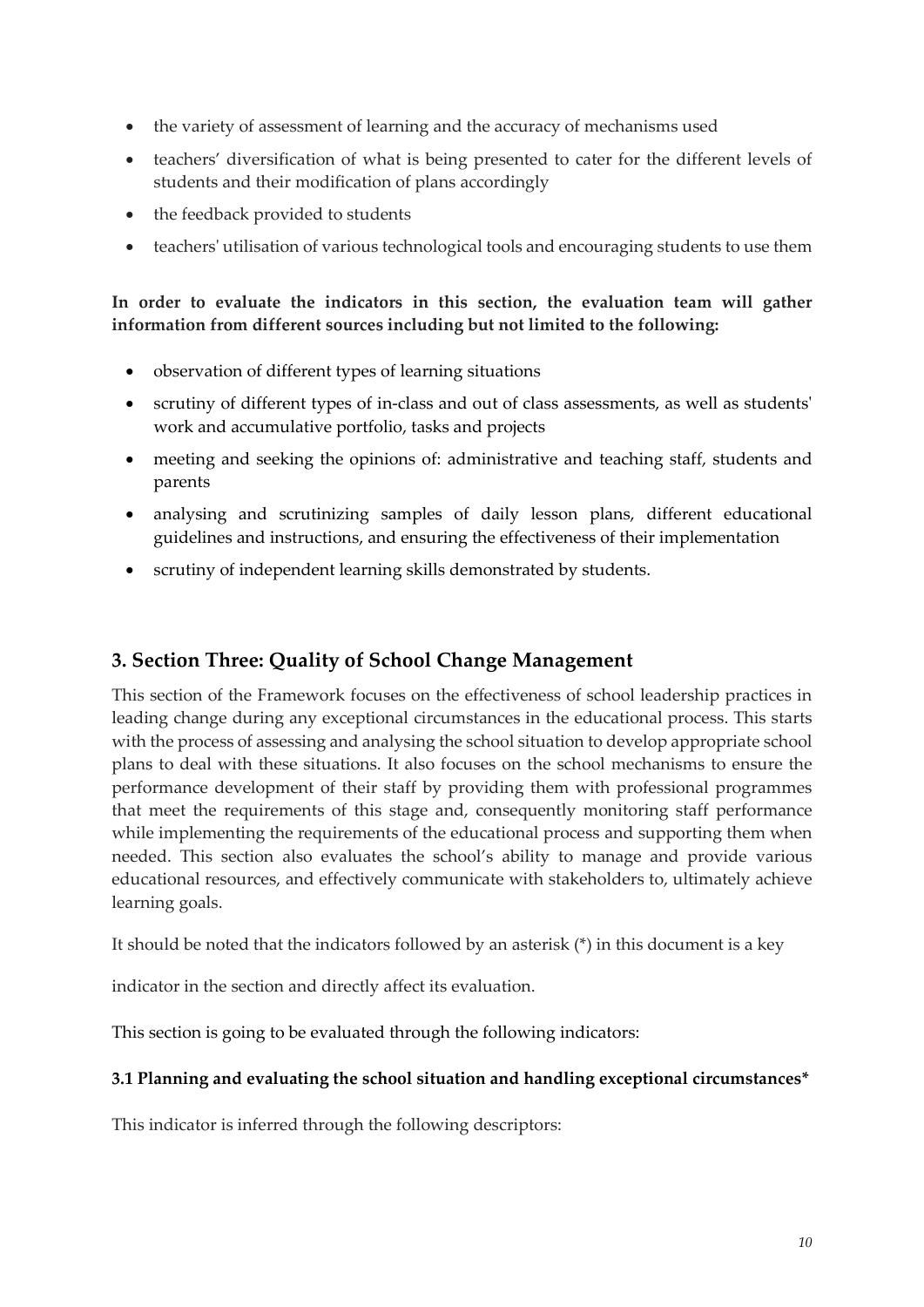- the variety of assessment of learning and the accuracy of mechanisms used
- teachers' diversification of what is being presented to cater for the different levels of students and their modification of plans accordingly
- the feedback provided to students
- teachers' utilisation of various technological tools and encouraging students to use them

**In order to evaluate the indicators in this section, the evaluation team will gather information from different sources including but not limited to the following:**

- observation of different types of learning situations
- scrutiny of different types of in-class and out of class assessments, as well as students' work and accumulative portfolio, tasks and projects
- meeting and seeking the opinions of: administrative and teaching staff, students and parents
- analysing and scrutinizing samples of daily lesson plans, different educational guidelines and instructions, and ensuring the effectiveness of their implementation
- scrutiny of independent learning skills demonstrated by students.

## 3. Section Three: Quality of School Change Management

This section of the Framework focuses on the effectiveness of school leadership practices in leading change during any exceptional circumstances in the educational process. This starts with the process of assessing and analysing the school situation to develop appropriate school plans to deal with these situations. It also focuses on the school mechanisms to ensure the performance development of their staff by providing them with professional programmes that meet the requirements of this stage and, consequently monitoring staff performance while implementing the requirements of the educational process and supporting them when needed. This section also evaluates the school's ability to manage and provide various educational resources, and effectively communicate with stakeholders to, ultimately achieve learning goals.

It should be noted that the indicators followed by an asterisk (*) in this document is a key

indicator in the section and directly affect its evaluation.

This section is going to be evaluated through the following indicators:

### 3.1 Planning and evaluating the school situation and handling exceptional circumstances*

This indicator is inferred through the following descriptors: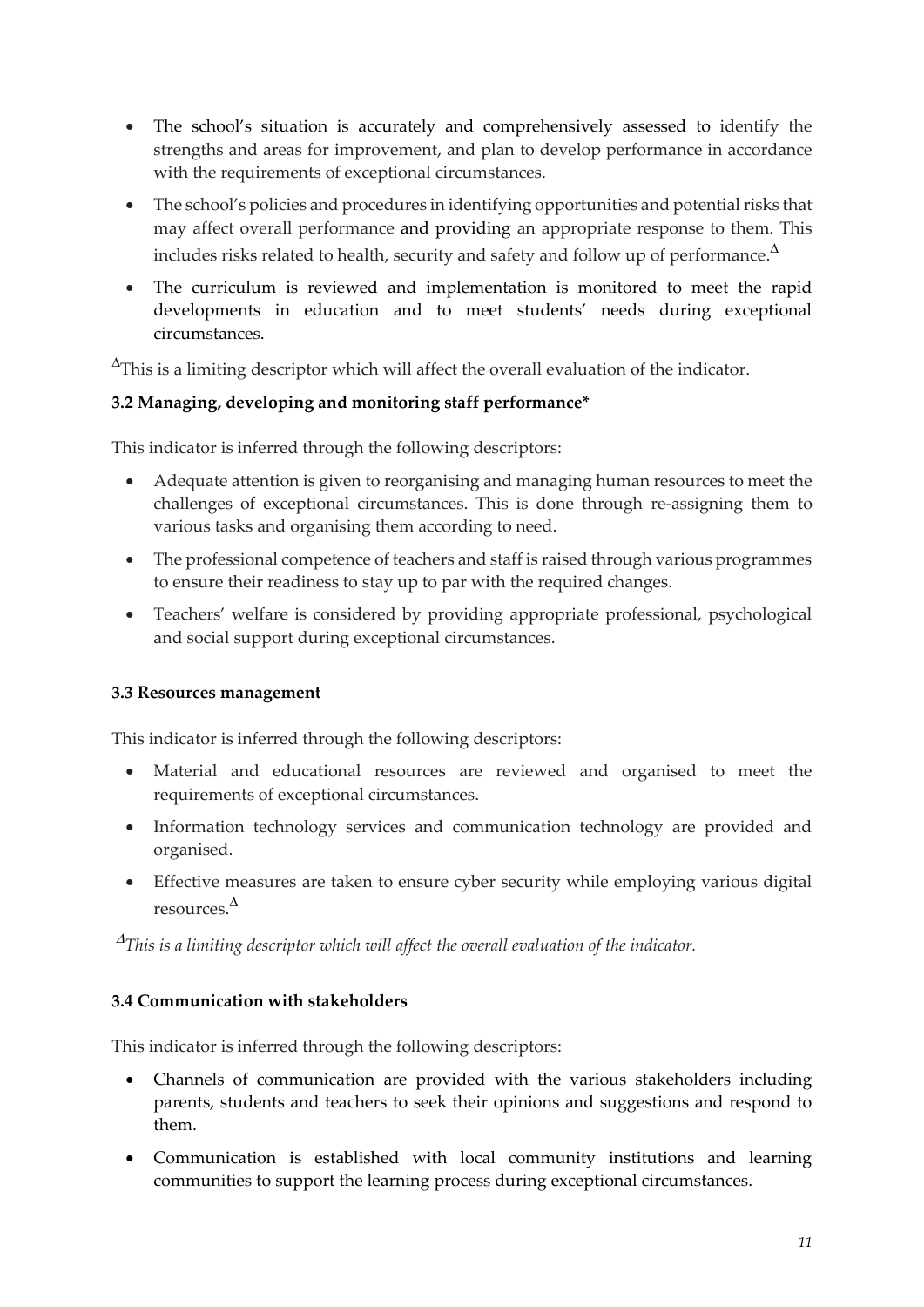- The school's situation is accurately and comprehensively assessed to identify the strengths and areas for improvement, and plan to develop performance in accordance with the requirements of exceptional circumstances.
- The school's policies and procedures in identifying opportunities and potential risks that may affect overall performance and providing an appropriate response to them. This includes risks related to health, security and safety and follow up of performance.$^{\Delta}$
- The curriculum is reviewed and implementation is monitored to meet the rapid developments in education and to meet students' needs during exceptional circumstances.

$^{\Delta}$This is a limiting descriptor which will affect the overall evaluation of the indicator.

**3.2 Managing, developing and monitoring staff performance***

This indicator is inferred through the following descriptors:

- Adequate attention is given to reorganising and managing human resources to meet the challenges of exceptional circumstances. This is done through re-assigning them to various tasks and organising them according to need.
- The professional competence of teachers and staff is raised through various programmes to ensure their readiness to stay up to par with the required changes.
- Teachers' welfare is considered by providing appropriate professional, psychological and social support during exceptional circumstances.

**3.3 Resources management**

This indicator is inferred through the following descriptors:

- Material and educational resources are reviewed and organised to meet the requirements of exceptional circumstances.
- Information technology services and communication technology are provided and organised.
- Effective measures are taken to ensure cyber security while employing various digital resources.$^{\Delta}$

*$^{\Delta}$This is a limiting descriptor which will affect the overall evaluation of the indicator.*

**3.4 Communication with stakeholders**

This indicator is inferred through the following descriptors:

- Channels of communication are provided with the various stakeholders including parents, students and teachers to seek their opinions and suggestions and respond to them.
- Communication is established with local community institutions and learning communities to support the learning process during exceptional circumstances.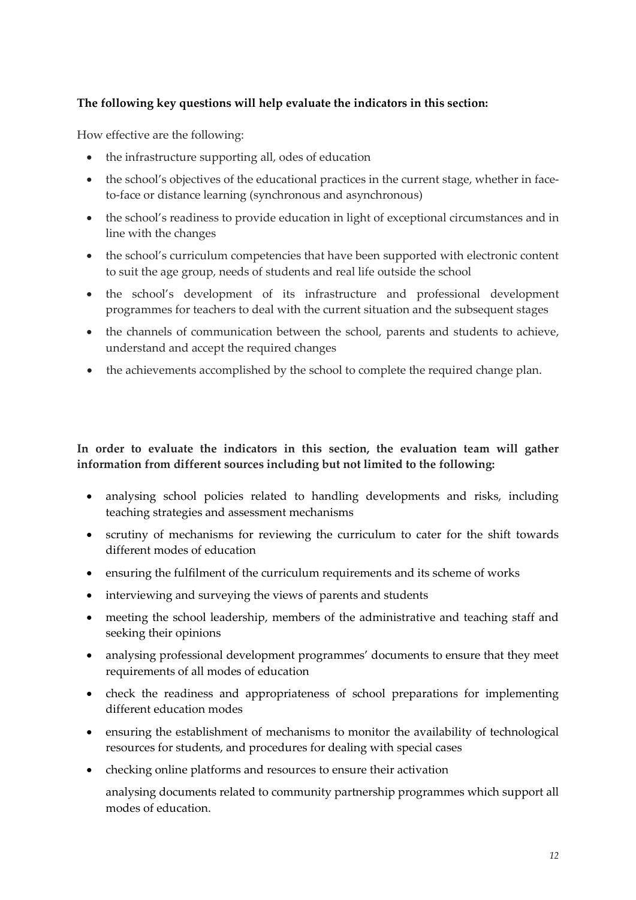**The following key questions will help evaluate the indicators in this section:**

How effective are the following:

- the infrastructure supporting all, odes of education
- the school's objectives of the educational practices in the current stage, whether in face-to-face or distance learning (synchronous and asynchronous)
- the school's readiness to provide education in light of exceptional circumstances and in line with the changes
- the school's curriculum competencies that have been supported with electronic content to suit the age group, needs of students and real life outside the school
- the school's development of its infrastructure and professional development programmes for teachers to deal with the current situation and the subsequent stages
- the channels of communication between the school, parents and students to achieve, understand and accept the required changes
- the achievements accomplished by the school to complete the required change plan.

**In order to evaluate the indicators in this section, the evaluation team will gather information from different sources including but not limited to the following:**

- analysing school policies related to handling developments and risks, including teaching strategies and assessment mechanisms
- scrutiny of mechanisms for reviewing the curriculum to cater for the shift towards different modes of education
- ensuring the fulfilment of the curriculum requirements and its scheme of works
- interviewing and surveying the views of parents and students
- meeting the school leadership, members of the administrative and teaching staff and seeking their opinions
- analysing professional development programmes' documents to ensure that they meet requirements of all modes of education
- check the readiness and appropriateness of school preparations for implementing different education modes
- ensuring the establishment of mechanisms to monitor the availability of technological resources for students, and procedures for dealing with special cases
- checking online platforms and resources to ensure their activation

  analysing documents related to community partnership programmes which support all modes of education.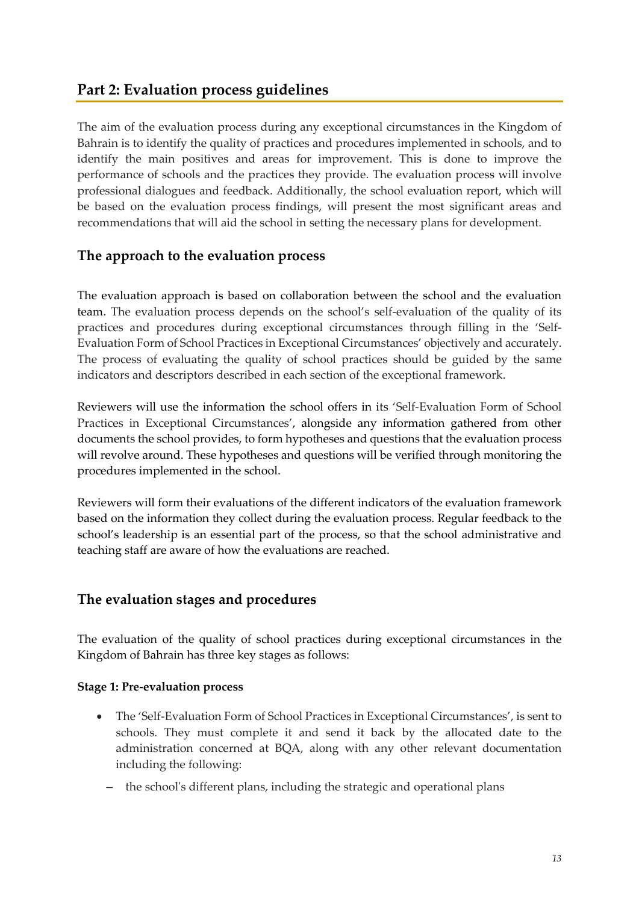## Part 2: Evaluation process guidelines

The aim of the evaluation process during any exceptional circumstances in the Kingdom of Bahrain is to identify the quality of practices and procedures implemented in schools, and to identify the main positives and areas for improvement. This is done to improve the performance of schools and the practices they provide. The evaluation process will involve professional dialogues and feedback. Additionally, the school evaluation report, which will be based on the evaluation process findings, will present the most significant areas and recommendations that will aid the school in setting the necessary plans for development.

### The approach to the evaluation process

The evaluation approach is based on collaboration between the school and the evaluation team. The evaluation process depends on the school's self-evaluation of the quality of its practices and procedures during exceptional circumstances through filling in the 'Self-Evaluation Form of School Practices in Exceptional Circumstances' objectively and accurately. The process of evaluating the quality of school practices should be guided by the same indicators and descriptors described in each section of the exceptional framework.

Reviewers will use the information the school offers in its 'Self-Evaluation Form of School Practices in Exceptional Circumstances', alongside any information gathered from other documents the school provides, to form hypotheses and questions that the evaluation process will revolve around. These hypotheses and questions will be verified through monitoring the procedures implemented in the school.

Reviewers will form their evaluations of the different indicators of the evaluation framework based on the information they collect during the evaluation process. Regular feedback to the school's leadership is an essential part of the process, so that the school administrative and teaching staff are aware of how the evaluations are reached.

### The evaluation stages and procedures

The evaluation of the quality of school practices during exceptional circumstances in the Kingdom of Bahrain has three key stages as follows:

**Stage 1: Pre-evaluation process**

- The 'Self-Evaluation Form of School Practices in Exceptional Circumstances', is sent to schools. They must complete it and send it back by the allocated date to the administration concerned at BQA, along with any other relevant documentation including the following:
  - the school's different plans, including the strategic and operational plans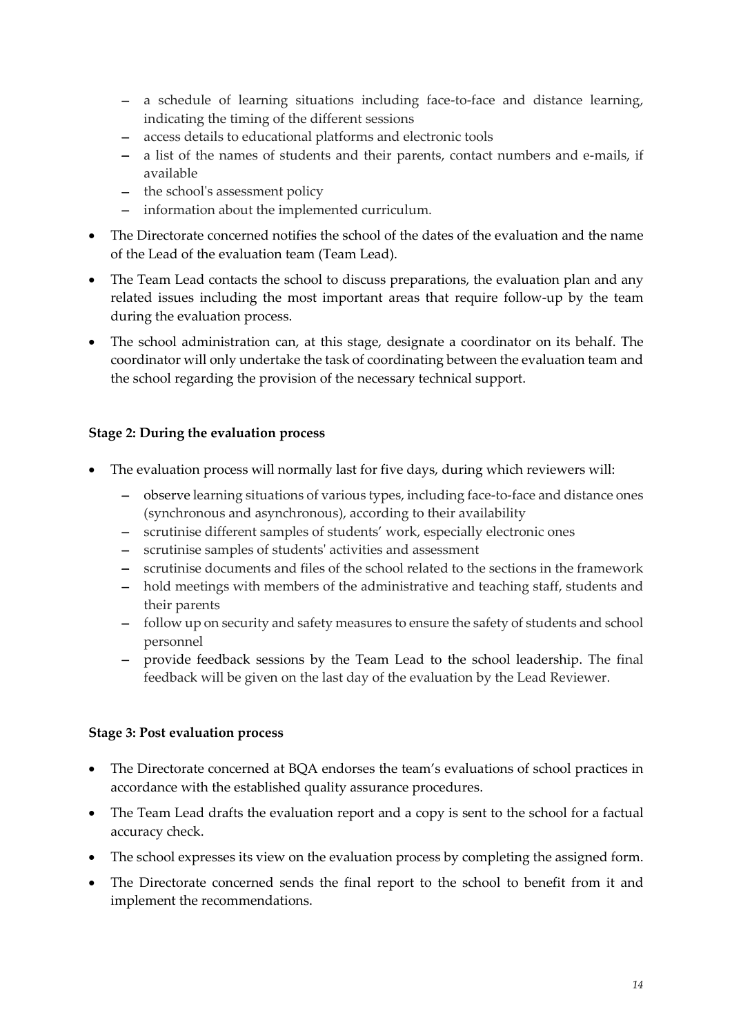- a schedule of learning situations including face-to-face and distance learning, indicating the timing of the different sessions
- access details to educational platforms and electronic tools
- a list of the names of students and their parents, contact numbers and e-mails, if available
- the school's assessment policy
- information about the implemented curriculum.

- The Directorate concerned notifies the school of the dates of the evaluation and the name of the Lead of the evaluation team (Team Lead).
- The Team Lead contacts the school to discuss preparations, the evaluation plan and any related issues including the most important areas that require follow-up by the team during the evaluation process.
- The school administration can, at this stage, designate a coordinator on its behalf. The coordinator will only undertake the task of coordinating between the evaluation team and the school regarding the provision of the necessary technical support.

**Stage 2: During the evaluation process**

- The evaluation process will normally last for five days, during which reviewers will:
  - observe learning situations of various types, including face-to-face and distance ones (synchronous and asynchronous), according to their availability
  - scrutinise different samples of students' work, especially electronic ones
  - scrutinise samples of students' activities and assessment
  - scrutinise documents and files of the school related to the sections in the framework
  - hold meetings with members of the administrative and teaching staff, students and their parents
  - follow up on security and safety measures to ensure the safety of students and school personnel
  - provide feedback sessions by the Team Lead to the school leadership. The final feedback will be given on the last day of the evaluation by the Lead Reviewer.

**Stage 3: Post evaluation process**

- The Directorate concerned at BQA endorses the team's evaluations of school practices in accordance with the established quality assurance procedures.
- The Team Lead drafts the evaluation report and a copy is sent to the school for a factual accuracy check.
- The school expresses its view on the evaluation process by completing the assigned form.
- The Directorate concerned sends the final report to the school to benefit from it and implement the recommendations.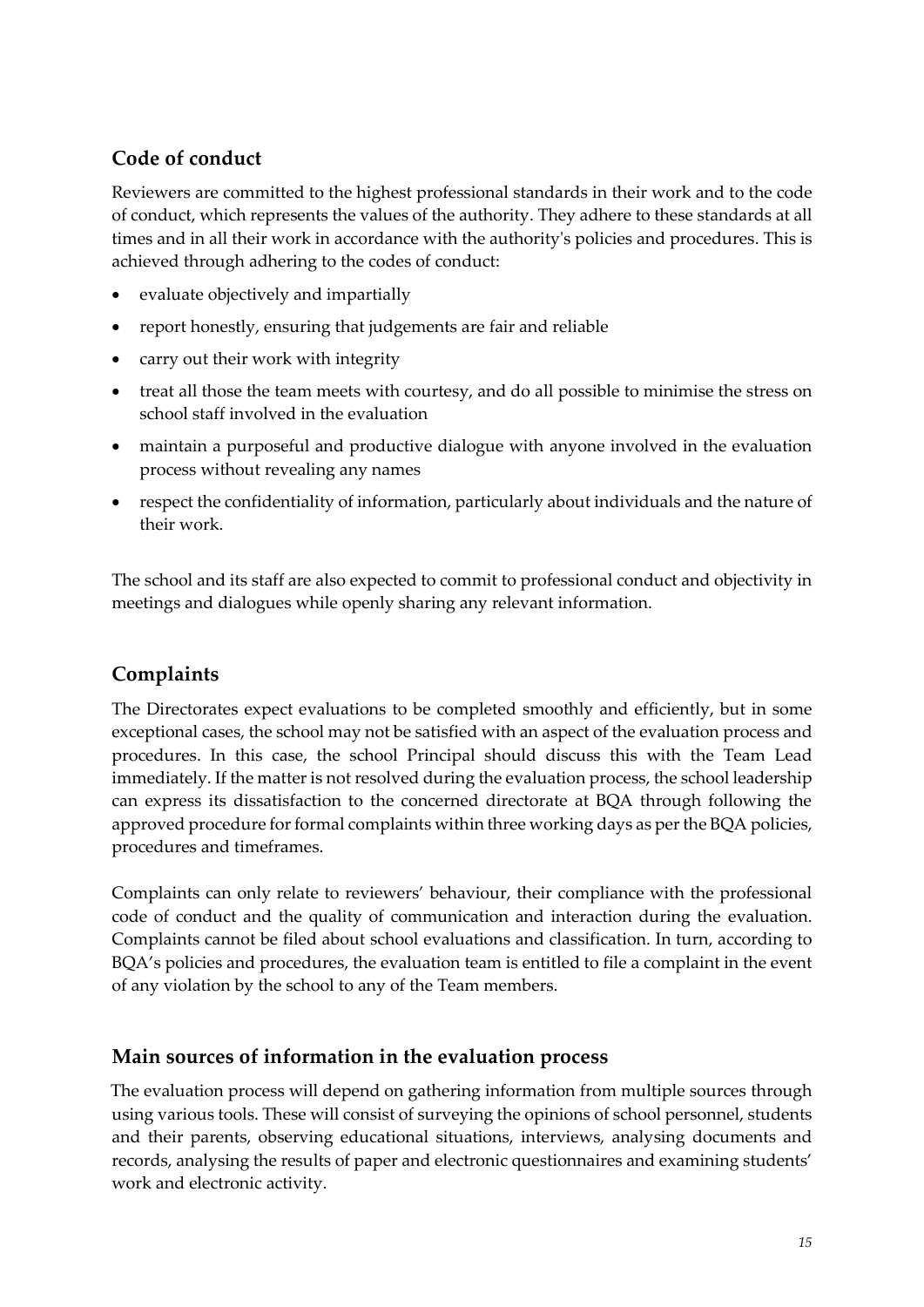## Code of conduct

Reviewers are committed to the highest professional standards in their work and to the code of conduct, which represents the values of the authority. They adhere to these standards at all times and in all their work in accordance with the authority's policies and procedures. This is achieved through adhering to the codes of conduct:

- evaluate objectively and impartially
- report honestly, ensuring that judgements are fair and reliable
- carry out their work with integrity
- treat all those the team meets with courtesy, and do all possible to minimise the stress on school staff involved in the evaluation
- maintain a purposeful and productive dialogue with anyone involved in the evaluation process without revealing any names
- respect the confidentiality of information, particularly about individuals and the nature of their work.

The school and its staff are also expected to commit to professional conduct and objectivity in meetings and dialogues while openly sharing any relevant information.

## Complaints

The Directorates expect evaluations to be completed smoothly and efficiently, but in some exceptional cases, the school may not be satisfied with an aspect of the evaluation process and procedures. In this case, the school Principal should discuss this with the Team Lead immediately. If the matter is not resolved during the evaluation process, the school leadership can express its dissatisfaction to the concerned directorate at BQA through following the approved procedure for formal complaints within three working days as per the BQA policies, procedures and timeframes.

Complaints can only relate to reviewers' behaviour, their compliance with the professional code of conduct and the quality of communication and interaction during the evaluation. Complaints cannot be filed about school evaluations and classification. In turn, according to BQA's policies and procedures, the evaluation team is entitled to file a complaint in the event of any violation by the school to any of the Team members.

## Main sources of information in the evaluation process

The evaluation process will depend on gathering information from multiple sources through using various tools. These will consist of surveying the opinions of school personnel, students and their parents, observing educational situations, interviews, analysing documents and records, analysing the results of paper and electronic questionnaires and examining students' work and electronic activity.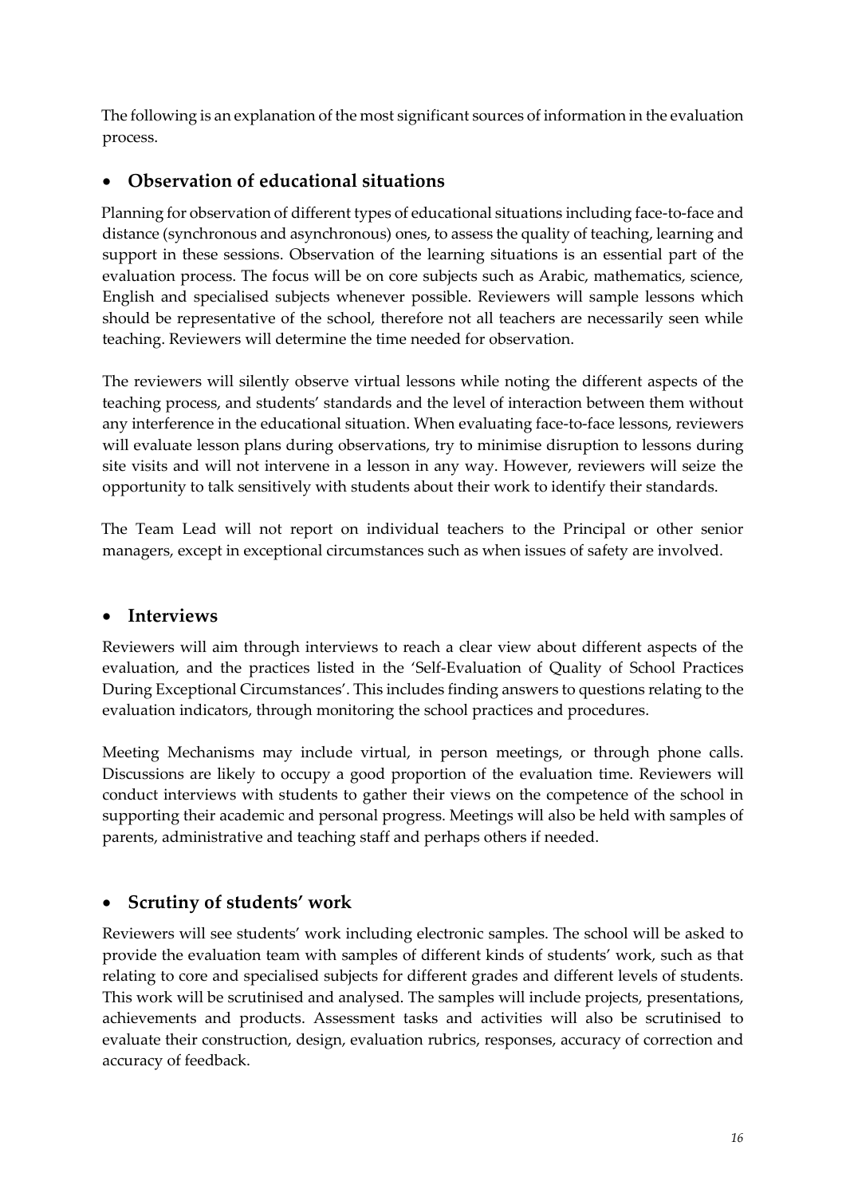The following is an explanation of the most significant sources of information in the evaluation process.

- **Observation of educational situations**

Planning for observation of different types of educational situations including face-to-face and distance (synchronous and asynchronous) ones, to assess the quality of teaching, learning and support in these sessions. Observation of the learning situations is an essential part of the evaluation process. The focus will be on core subjects such as Arabic, mathematics, science, English and specialised subjects whenever possible. Reviewers will sample lessons which should be representative of the school, therefore not all teachers are necessarily seen while teaching. Reviewers will determine the time needed for observation.

The reviewers will silently observe virtual lessons while noting the different aspects of the teaching process, and students' standards and the level of interaction between them without any interference in the educational situation. When evaluating face-to-face lessons, reviewers will evaluate lesson plans during observations, try to minimise disruption to lessons during site visits and will not intervene in a lesson in any way. However, reviewers will seize the opportunity to talk sensitively with students about their work to identify their standards.

The Team Lead will not report on individual teachers to the Principal or other senior managers, except in exceptional circumstances such as when issues of safety are involved.

- **Interviews**

Reviewers will aim through interviews to reach a clear view about different aspects of the evaluation, and the practices listed in the 'Self-Evaluation of Quality of School Practices During Exceptional Circumstances'. This includes finding answers to questions relating to the evaluation indicators, through monitoring the school practices and procedures.

Meeting Mechanisms may include virtual, in person meetings, or through phone calls. Discussions are likely to occupy a good proportion of the evaluation time. Reviewers will conduct interviews with students to gather their views on the competence of the school in supporting their academic and personal progress. Meetings will also be held with samples of parents, administrative and teaching staff and perhaps others if needed.

- **Scrutiny of students' work**

Reviewers will see students' work including electronic samples. The school will be asked to provide the evaluation team with samples of different kinds of students' work, such as that relating to core and specialised subjects for different grades and different levels of students. This work will be scrutinised and analysed. The samples will include projects, presentations, achievements and products. Assessment tasks and activities will also be scrutinised to evaluate their construction, design, evaluation rubrics, responses, accuracy of correction and accuracy of feedback.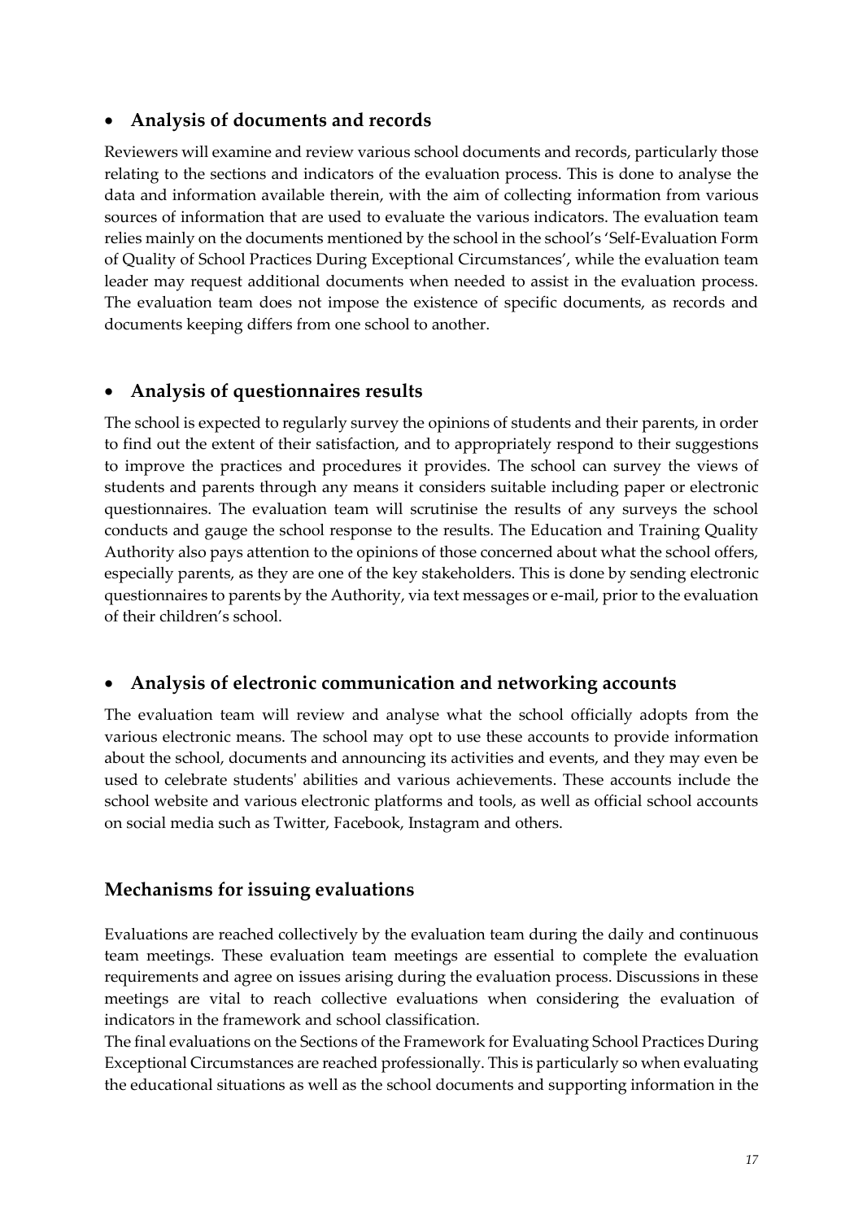- **Analysis of documents and records**

Reviewers will examine and review various school documents and records, particularly those relating to the sections and indicators of the evaluation process. This is done to analyse the data and information available therein, with the aim of collecting information from various sources of information that are used to evaluate the various indicators. The evaluation team relies mainly on the documents mentioned by the school in the school's 'Self-Evaluation Form of Quality of School Practices During Exceptional Circumstances', while the evaluation team leader may request additional documents when needed to assist in the evaluation process. The evaluation team does not impose the existence of specific documents, as records and documents keeping differs from one school to another.

- **Analysis of questionnaires results**

The school is expected to regularly survey the opinions of students and their parents, in order to find out the extent of their satisfaction, and to appropriately respond to their suggestions to improve the practices and procedures it provides. The school can survey the views of students and parents through any means it considers suitable including paper or electronic questionnaires. The evaluation team will scrutinise the results of any surveys the school conducts and gauge the school response to the results. The Education and Training Quality Authority also pays attention to the opinions of those concerned about what the school offers, especially parents, as they are one of the key stakeholders. This is done by sending electronic questionnaires to parents by the Authority, via text messages or e-mail, prior to the evaluation of their children's school.

- **Analysis of electronic communication and networking accounts**

The evaluation team will review and analyse what the school officially adopts from the various electronic means. The school may opt to use these accounts to provide information about the school, documents and announcing its activities and events, and they may even be used to celebrate students' abilities and various achievements. These accounts include the school website and various electronic platforms and tools, as well as official school accounts on social media such as Twitter, Facebook, Instagram and others.

## Mechanisms for issuing evaluations

Evaluations are reached collectively by the evaluation team during the daily and continuous team meetings. These evaluation team meetings are essential to complete the evaluation requirements and agree on issues arising during the evaluation process. Discussions in these meetings are vital to reach collective evaluations when considering the evaluation of indicators in the framework and school classification.

The final evaluations on the Sections of the Framework for Evaluating School Practices During Exceptional Circumstances are reached professionally. This is particularly so when evaluating the educational situations as well as the school documents and supporting information in the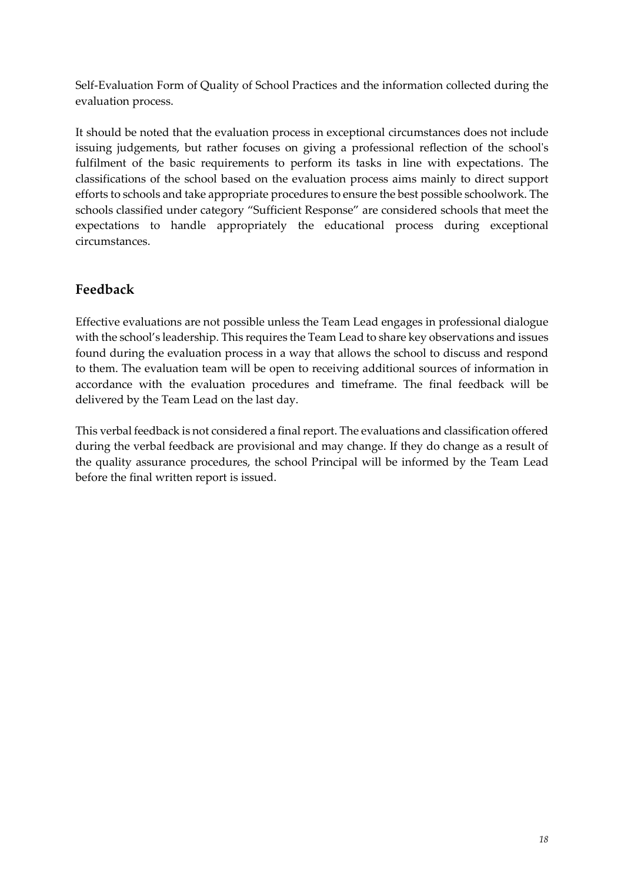Self-Evaluation Form of Quality of School Practices and the information collected during the evaluation process.

It should be noted that the evaluation process in exceptional circumstances does not include issuing judgements, but rather focuses on giving a professional reflection of the school's fulfilment of the basic requirements to perform its tasks in line with expectations. The classifications of the school based on the evaluation process aims mainly to direct support efforts to schools and take appropriate procedures to ensure the best possible schoolwork. The schools classified under category "Sufficient Response" are considered schools that meet the expectations to handle appropriately the educational process during exceptional circumstances.

## Feedback

Effective evaluations are not possible unless the Team Lead engages in professional dialogue with the school's leadership. This requires the Team Lead to share key observations and issues found during the evaluation process in a way that allows the school to discuss and respond to them. The evaluation team will be open to receiving additional sources of information in accordance with the evaluation procedures and timeframe. The final feedback will be delivered by the Team Lead on the last day.

This verbal feedback is not considered a final report. The evaluations and classification offered during the verbal feedback are provisional and may change. If they do change as a result of the quality assurance procedures, the school Principal will be informed by the Team Lead before the final written report is issued.